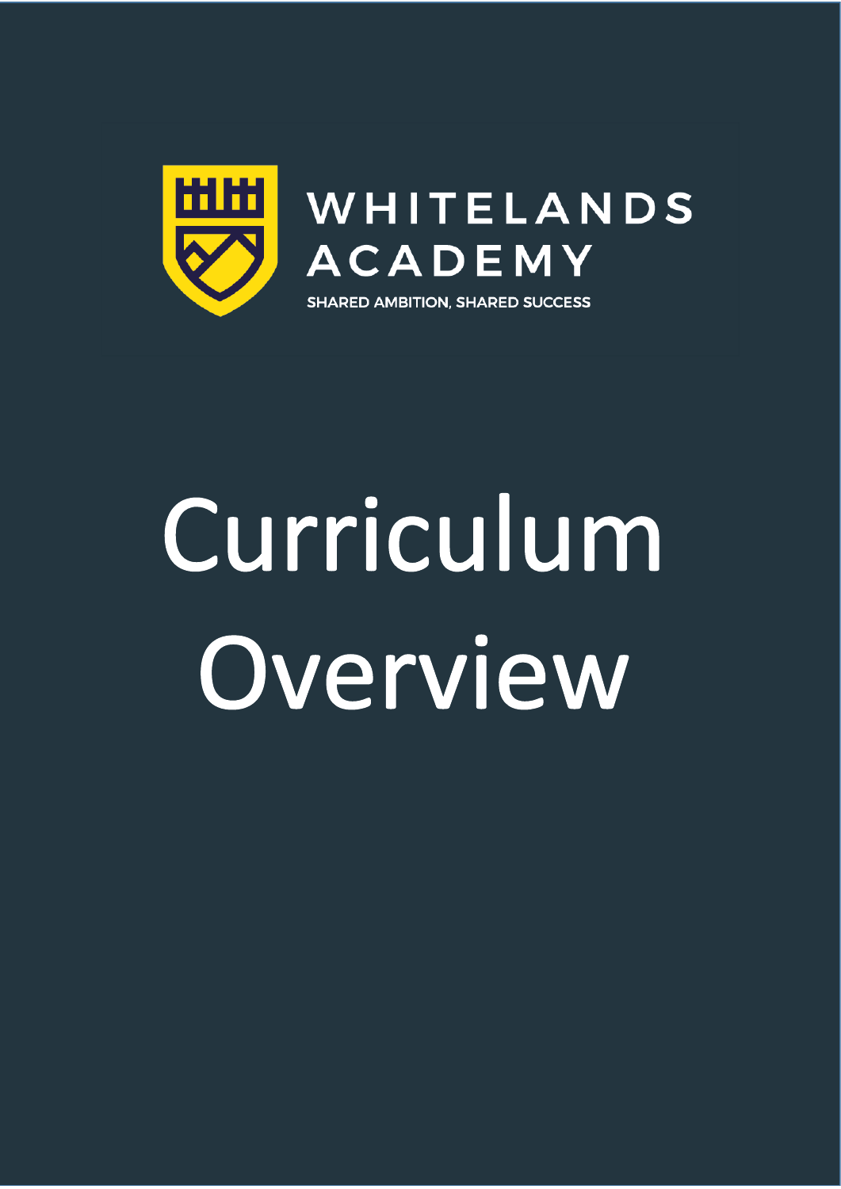WHITELANDS ACADEMY

SHARED AMBITION, SHARED SUCCESS

# Curriculum Overview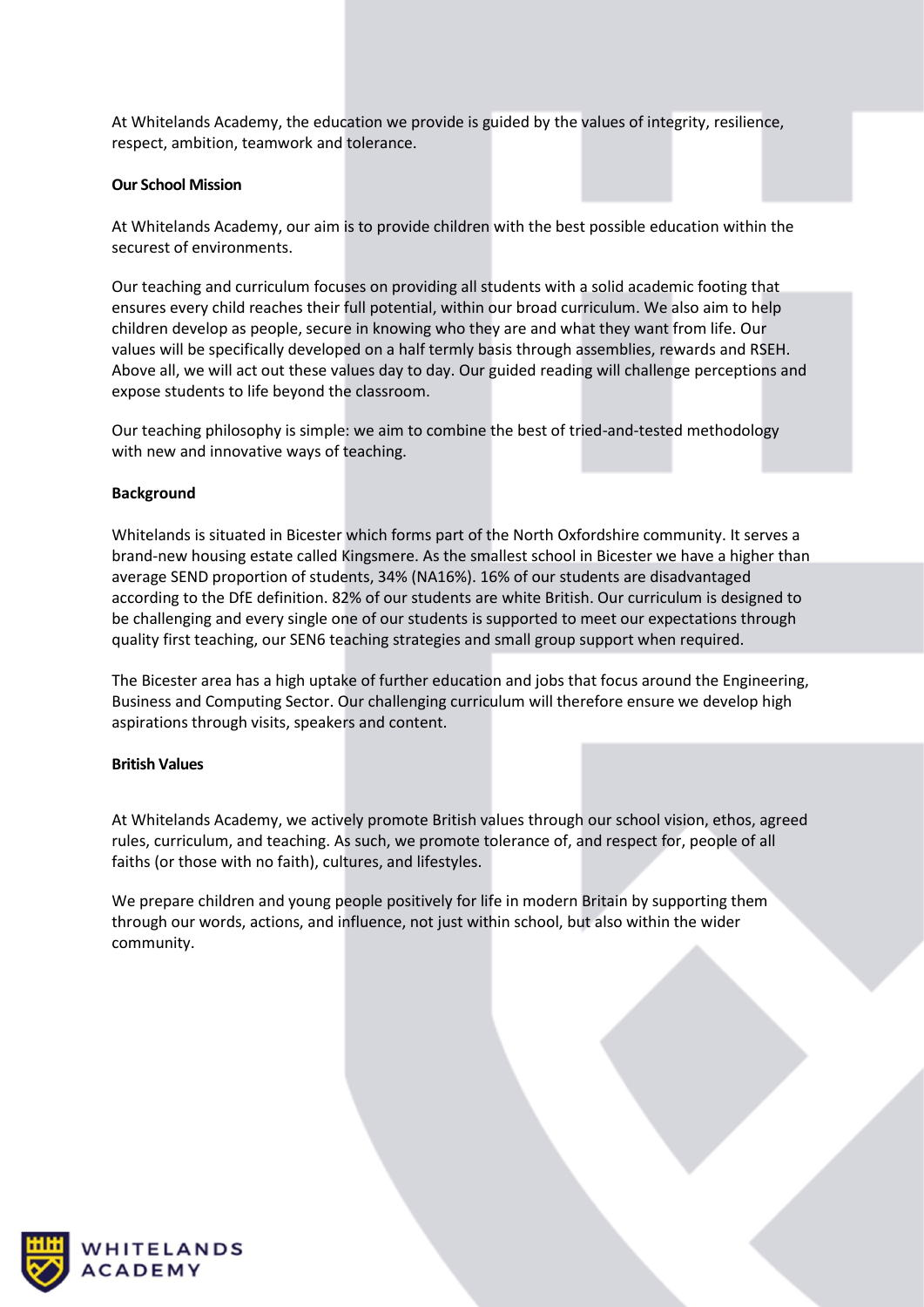At Whitelands Academy, the education we provide is guided by the values of integrity, resilience, respect, ambition, teamwork and tolerance.

**Our School Mission**

At Whitelands Academy, our aim is to provide children with the best possible education within the securest of environments.

Our teaching and curriculum focuses on providing all students with a solid academic footing that ensures every child reaches their full potential, within our broad curriculum. We also aim to help children develop as people, secure in knowing who they are and what they want from life. Our values will be specifically developed on a half termly basis through assemblies, rewards and RSEH. Above all, we will act out these values day to day. Our guided reading will challenge perceptions and expose students to life beyond the classroom.

Our teaching philosophy is simple: we aim to combine the best of tried-and-tested methodology with new and innovative ways of teaching.

**Background**

Whitelands is situated in Bicester which forms part of the North Oxfordshire community. It serves a brand-new housing estate called Kingsmere. As the smallest school in Bicester we have a higher than average SEND proportion of students, 34% (NA16%). 16% of our students are disadvantaged according to the DfE definition. 82% of our students are white British. Our curriculum is designed to be challenging and every single one of our students is supported to meet our expectations through quality first teaching, our SEN6 teaching strategies and small group support when required.

The Bicester area has a high uptake of further education and jobs that focus around the Engineering, Business and Computing Sector. Our challenging curriculum will therefore ensure we develop high aspirations through visits, speakers and content.

**British Values**

At Whitelands Academy, we actively promote British values through our school vision, ethos, agreed rules, curriculum, and teaching. As such, we promote tolerance of, and respect for, people of all faiths (or those with no faith), cultures, and lifestyles.

We prepare children and young people positively for life in modern Britain by supporting them through our words, actions, and influence, not just within school, but also within the wider community.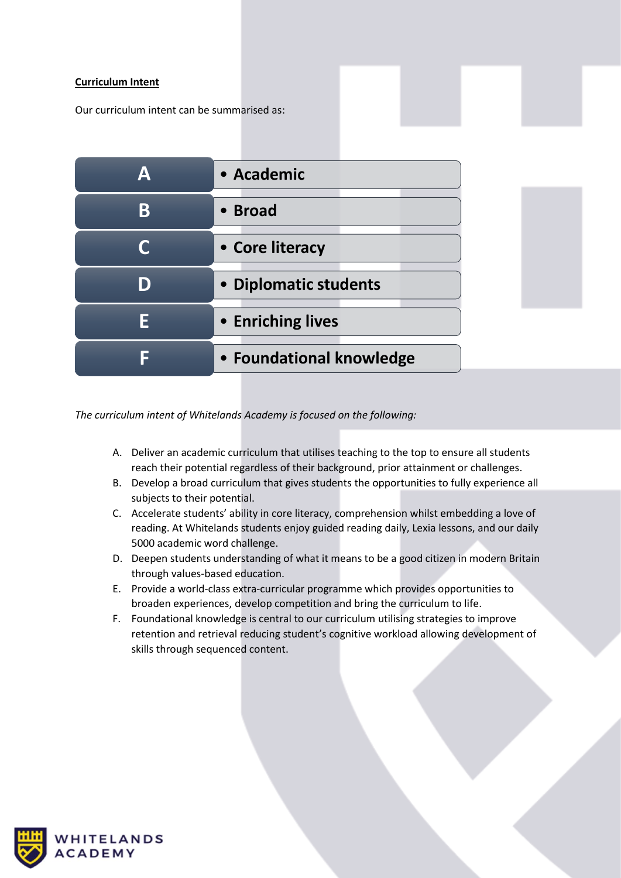**Curriculum Intent**

Our curriculum intent can be summarised as:

| | |
|---|---|
| **A** | **• Academic** |
| **B** | **• Broad** |
| **C** | **• Core literacy** |
| **D** | **• Diplomatic students** |
| **E** | **• Enriching lives** |
| **F** | **• Foundational knowledge** |

*The curriculum intent of Whitelands Academy is focused on the following:*

A. Deliver an academic curriculum that utilises teaching to the top to ensure all students reach their potential regardless of their background, prior attainment or challenges.
B. Develop a broad curriculum that gives students the opportunities to fully experience all subjects to their potential.
C. Accelerate students' ability in core literacy, comprehension whilst embedding a love of reading. At Whitelands students enjoy guided reading daily, Lexia lessons, and our daily 5000 academic word challenge.
D. Deepen students understanding of what it means to be a good citizen in modern Britain through values-based education.
E. Provide a world-class extra-curricular programme which provides opportunities to broaden experiences, develop competition and bring the curriculum to life.
F. Foundational knowledge is central to our curriculum utilising strategies to improve retention and retrieval reducing student's cognitive workload allowing development of skills through sequenced content.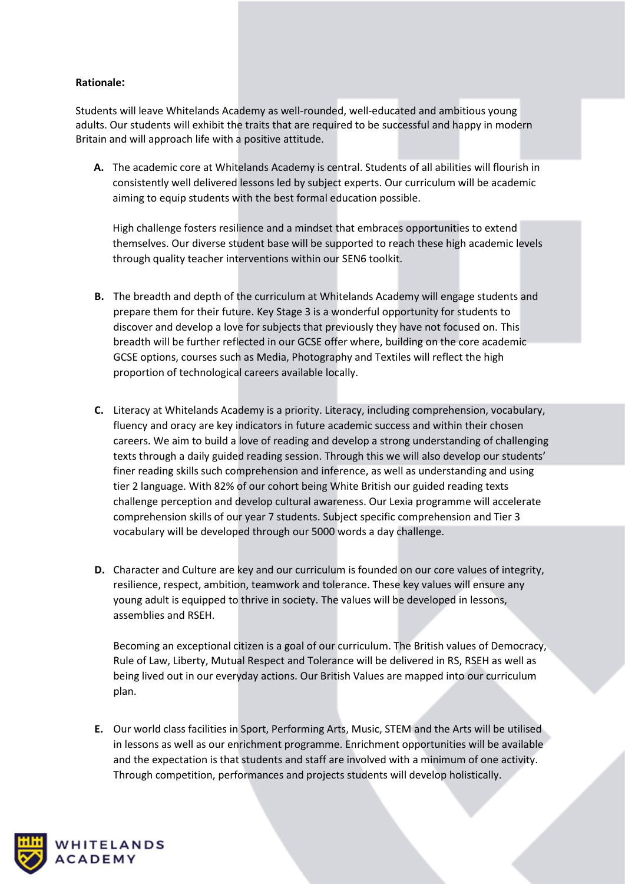**Rationale:**

Students will leave Whitelands Academy as well-rounded, well-educated and ambitious young adults. Our students will exhibit the traits that are required to be successful and happy in modern Britain and will approach life with a positive attitude.

**A.** The academic core at Whitelands Academy is central. Students of all abilities will flourish in consistently well delivered lessons led by subject experts. Our curriculum will be academic aiming to equip students with the best formal education possible.

High challenge fosters resilience and a mindset that embraces opportunities to extend themselves. Our diverse student base will be supported to reach these high academic levels through quality teacher interventions within our SEN6 toolkit.

**B.** The breadth and depth of the curriculum at Whitelands Academy will engage students and prepare them for their future. Key Stage 3 is a wonderful opportunity for students to discover and develop a love for subjects that previously they have not focused on. This breadth will be further reflected in our GCSE offer where, building on the core academic GCSE options, courses such as Media, Photography and Textiles will reflect the high proportion of technological careers available locally.

**C.** Literacy at Whitelands Academy is a priority. Literacy, including comprehension, vocabulary, fluency and oracy are key indicators in future academic success and within their chosen careers. We aim to build a love of reading and develop a strong understanding of challenging texts through a daily guided reading session. Through this we will also develop our students' finer reading skills such comprehension and inference, as well as understanding and using tier 2 language. With 82% of our cohort being White British our guided reading texts challenge perception and develop cultural awareness. Our Lexia programme will accelerate comprehension skills of our year 7 students. Subject specific comprehension and Tier 3 vocabulary will be developed through our 5000 words a day challenge.

**D.** Character and Culture are key and our curriculum is founded on our core values of integrity, resilience, respect, ambition, teamwork and tolerance. These key values will ensure any young adult is equipped to thrive in society. The values will be developed in lessons, assemblies and RSEH.

Becoming an exceptional citizen is a goal of our curriculum. The British values of Democracy, Rule of Law, Liberty, Mutual Respect and Tolerance will be delivered in RS, RSEH as well as being lived out in our everyday actions. Our British Values are mapped into our curriculum plan.

**E.** Our world class facilities in Sport, Performing Arts, Music, STEM and the Arts will be utilised in lessons as well as our enrichment programme. Enrichment opportunities will be available and the expectation is that students and staff are involved with a minimum of one activity. Through competition, performances and projects students will develop holistically.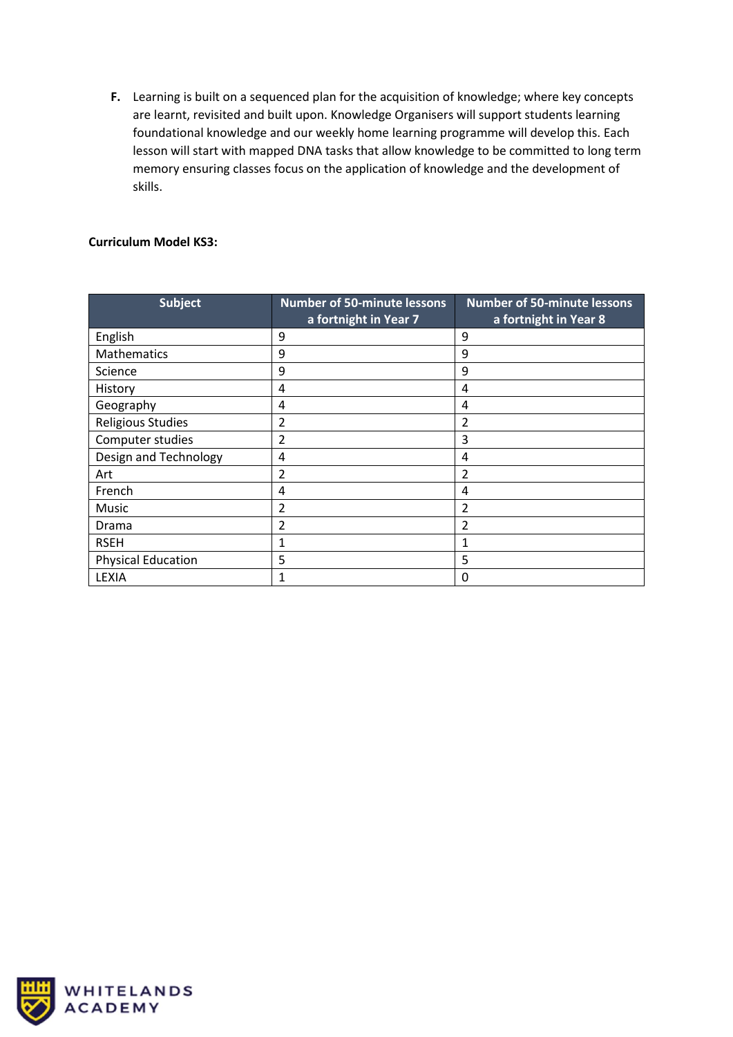**F.** Learning is built on a sequenced plan for the acquisition of knowledge; where key concepts are learnt, revisited and built upon. Knowledge Organisers will support students learning foundational knowledge and our weekly home learning programme will develop this. Each lesson will start with mapped DNA tasks that allow knowledge to be committed to long term memory ensuring classes focus on the application of knowledge and the development of skills.

**Curriculum Model KS3:**

| Subject | Number of 50-minute lessons a fortnight in Year 7 | Number of 50-minute lessons a fortnight in Year 8 |
|---|---|---|
| English | 9 | 9 |
| Mathematics | 9 | 9 |
| Science | 9 | 9 |
| History | 4 | 4 |
| Geography | 4 | 4 |
| Religious Studies | 2 | 2 |
| Computer studies | 2 | 3 |
| Design and Technology | 4 | 4 |
| Art | 2 | 2 |
| French | 4 | 4 |
| Music | 2 | 2 |
| Drama | 2 | 2 |
| RSEH | 1 | 1 |
| Physical Education | 5 | 5 |
| LEXIA | 1 | 0 |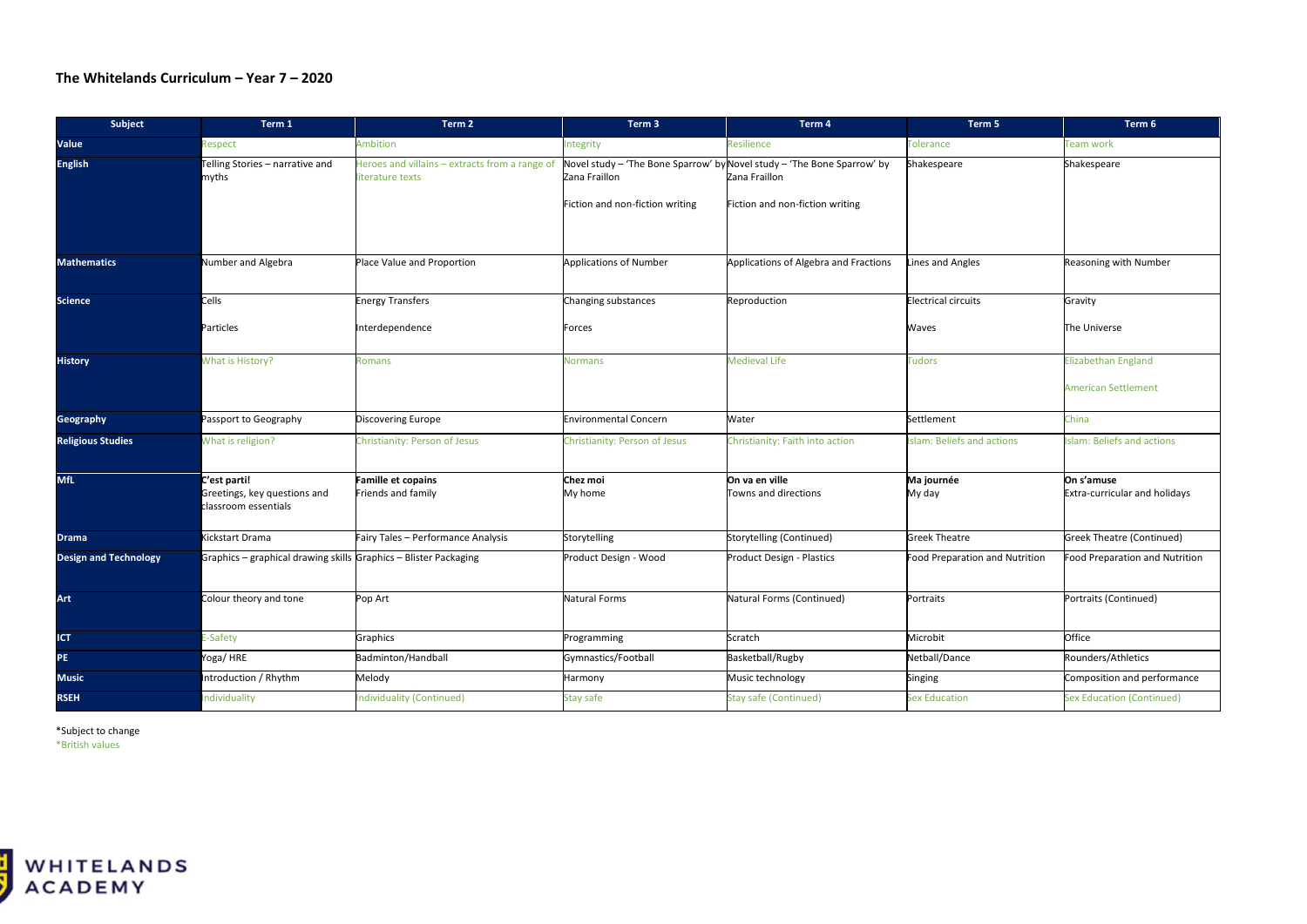**The Whitelands Curriculum – Year 7 – 2020**

| Subject | Term 1 | Term 2 | Term 3 | Term 4 | Term 5 | Term 6 |
|---|---|---|---|---|---|---|
| **Value** | Respect | Ambition | Integrity | Resilience | Tolerance | Team work |
| **English** | Telling Stories – narrative and myths | Heroes and villains – extracts from a range of literature texts | Novel study – 'The Bone Sparrow' by Zana Fraillon<br><br>Fiction and non-fiction writing | Novel study – 'The Bone Sparrow' by Zana Fraillon<br><br>Fiction and non-fiction writing | Shakespeare | Shakespeare |
| **Mathematics** | Number and Algebra | Place Value and Proportion | Applications of Number | Applications of Algebra and Fractions | Lines and Angles | Reasoning with Number |
| **Science** | Cells<br><br>Particles | Energy Transfers<br><br>Interdependence | Changing substances<br><br>Forces | Reproduction | Electrical circuits<br><br>Waves | Gravity<br><br>The Universe |
| **History** | What is History? | Romans | Normans | Medieval Life | Tudors | Elizabethan England<br><br>American Settlement |
| **Geography** | Passport to Geography | Discovering Europe | Environmental Concern | Water | Settlement | China |
| **Religious Studies** | What is religion? | Christianity: Person of Jesus | Christianity: Person of Jesus | Christianity: Faith into action | Islam: Beliefs and actions | Islam: Beliefs and actions |
| **MfL** | **C'est parti!**<br>Greetings, key questions and classroom essentials | **Famille et copains**<br>Friends and family | **Chez moi**<br>My home | **On va en ville**<br>Towns and directions | **Ma journée**<br>My day | **On s'amuse**<br>Extra-curricular and holidays |
| **Drama** | Kickstart Drama | Fairy Tales – Performance Analysis | Storytelling | Storytelling (Continued) | Greek Theatre | Greek Theatre (Continued) |
| **Design and Technology** | Graphics – graphical drawing skills | Graphics – Blister Packaging | Product Design - Wood | Product Design - Plastics | Food Preparation and Nutrition | Food Preparation and Nutrition |
| **Art** | Colour theory and tone | Pop Art | Natural Forms | Natural Forms (Continued) | Portraits | Portraits (Continued) |
| **ICT** | E-Safety | Graphics | Programming | Scratch | Microbit | Office |
| **PE** | Yoga/ HRE | Badminton/Handball | Gymnastics/Football | Basketball/Rugby | Netball/Dance | Rounders/Athletics |
| **Music** | Introduction / Rhythm | Melody | Harmony | Music technology | Singing | Composition and performance |
| **RSEH** | Individuality | Individuality (Continued) | Stay safe | Stay safe (Continued) | Sex Education | Sex Education (Continued) |

*Subject to change

*British values

WHITELANDS ACADEMY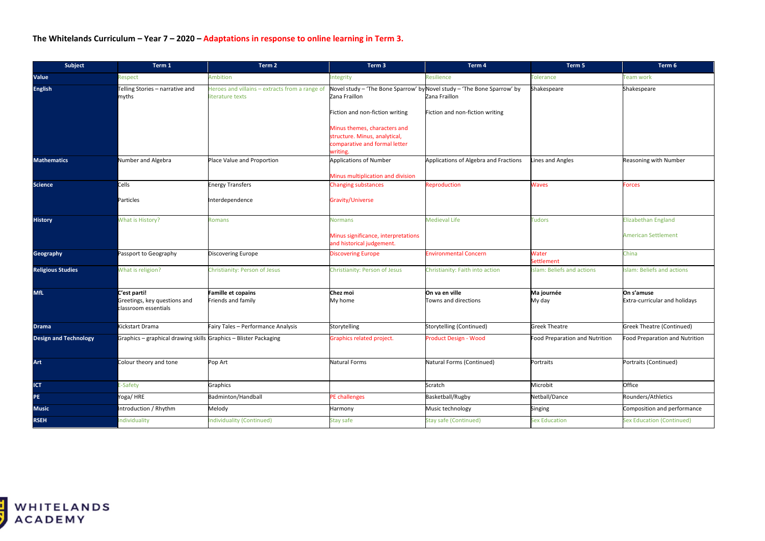**The Whitelands Curriculum – Year 7 – 2020 – Adaptations in response to online learning in Term 3.**

| Subject | Term 1 | Term 2 | Term 3 | Term 4 | Term 5 | Term 6 |
|---|---|---|---|---|---|---|
| Value | Respect | Ambition | Integrity | Resilience | Tolerance | Team work |
| English | Telling Stories – narrative and myths | Heroes and villains – extracts from a range of literature texts | Novel study – 'The Bone Sparrow' by Zana Fraillon<br><br>Fiction and non-fiction writing<br><br>Minus themes, characters and structure. Minus, analytical, comparative and formal letter writing. | Novel study – 'The Bone Sparrow' by Zana Fraillon<br><br>Fiction and non-fiction writing | Shakespeare | Shakespeare |
| Mathematics | Number and Algebra | Place Value and Proportion | Applications of Number<br><br>Minus multiplication and division | Applications of Algebra and Fractions | Lines and Angles | Reasoning with Number |
| Science | Cells<br><br>Particles | Energy Transfers<br><br>Interdependence | Changing substances<br><br>Gravity/Universe | Reproduction | Waves | Forces |
| History | What is History? | Romans | Normans<br><br>Minus significance, interpretations and historical judgement. | Medieval Life | Tudors | Elizabethan England<br><br>American Settlement |
| Geography | Passport to Geography | Discovering Europe | Discovering Europe | Environmental Concern | Water<br>Settlement | China |
| Religious Studies | What is religion? | Christianity: Person of Jesus | Christianity: Person of Jesus | Christianity: Faith into action | Islam: Beliefs and actions | Islam: Beliefs and actions |
| MfL | **C'est parti!**<br>Greetings, key questions and classroom essentials | **Famille et copains**<br>Friends and family | **Chez moi**<br>My home | **On va en ville**<br>Towns and directions | **Ma journée**<br>My day | **On s'amuse**<br>Extra-curricular and holidays |
| Drama | Kickstart Drama | Fairy Tales – Performance Analysis | Storytelling | Storytelling (Continued) | Greek Theatre | Greek Theatre (Continued) |
| Design and Technology | Graphics – graphical drawing skills | Graphics – Blister Packaging | Graphics related project. | Product Design - Wood | Food Preparation and Nutrition | Food Preparation and Nutrition |
| Art | Colour theory and tone | Pop Art | Natural Forms | Natural Forms (Continued) | Portraits | Portraits (Continued) |
| ICT | E-Safety | Graphics | | Scratch | Microbit | Office |
| PE | Yoga/ HRE | Badminton/Handball | PE challenges | Basketball/Rugby | Netball/Dance | Rounders/Athletics |
| Music | Introduction / Rhythm | Melody | Harmony | Music technology | Singing | Composition and performance |
| RSEH | Individuality | Individuality (Continued) | Stay safe | Stay safe (Continued) | Sex Education | Sex Education (Continued) |

WHITELANDS ACADEMY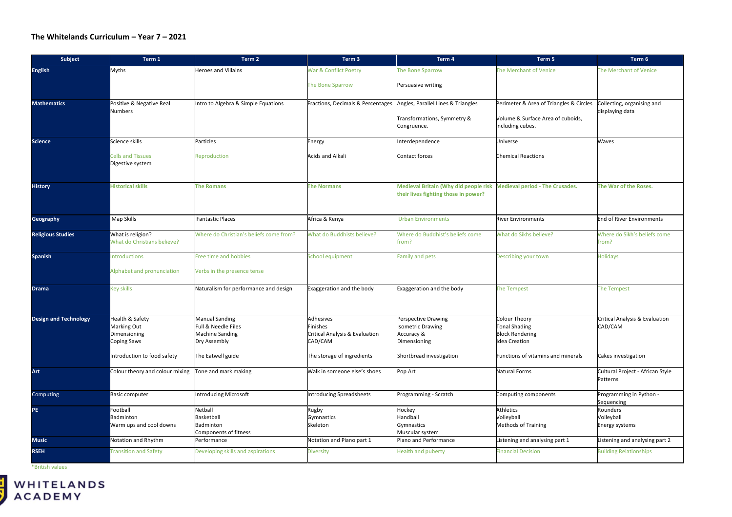# The Whitelands Curriculum – Year 7 – 2021

| Subject | Term 1 | Term 2 | Term 3 | Term 4 | Term 5 | Term 6 |
|---|---|---|---|---|---|---|
| **English** | Myths | Heroes and Villains | War & Conflict Poetry<br><br>The Bone Sparrow | The Bone Sparrow<br><br>Persuasive writing | The Merchant of Venice | The Merchant of Venice |
| **Mathematics** | Positive & Negative Real Numbers | Intro to Algebra & Simple Equations | Fractions, Decimals & Percentages | Angles, Parallel Lines & Triangles<br><br>Transformations, Symmetry & Congruence. | Perimeter & Area of Triangles & Circles<br><br>Volume & Surface Area of cuboids, including cubes. | Collecting, organising and displaying data |
| **Science** | Science skills<br><br>Cells and Tissues<br>Digestive system | Particles<br><br>Reproduction | Energy<br><br>Acids and Alkali | Interdependence<br><br>Contact forces | Universe<br><br>Chemical Reactions | Waves |
| **History** | **Historical skills** | **The Romans** | **The Normans** | **Medieval Britain (Why did people risk their lives fighting those in power?** | **Medieval period - The Crusades.** | **The War of the Roses.** |
| **Geography** | Map Skills | Fantastic Places | Africa & Kenya | Urban Environments | River Environments | End of River Environments |
| **Religious Studies** | What is religion?<br>What do Christians believe? | Where do Christian's beliefs come from? | What do Buddhists believe? | Where do Buddhist's beliefs come from? | What do Sikhs believe? | Where do Sikh's beliefs come from? |
| **Spanish** | Introductions<br><br>Alphabet and pronunciation | Free time and hobbies<br><br>Verbs in the presence tense | School equipment | Family and pets | Describing your town | Holidays |
| **Drama** | Key skills | Naturalism for performance and design | Exaggeration and the body | Exaggeration and the body | The Tempest | The Tempest |
| **Design and Technology** | Health & Safety<br>Marking Out<br>Dimensioning<br>Coping Saws<br><br>Introduction to food safety | Manual Sanding<br>Full & Needle Files<br>Machine Sanding<br>Dry Assembly<br><br>The Eatwell guide | Adhesives<br>Finishes<br>Critical Analysis & Evaluation<br>CAD/CAM<br><br>The storage of ingredients | Perspective Drawing<br>Isometric Drawing<br>Accuracy &<br>Dimensioning<br><br>Shortbread investigation | Colour Theory<br>Tonal Shading<br>Block Rendering<br>Idea Creation<br><br>Functions of vitamins and minerals | Critical Analysis & Evaluation<br>CAD/CAM<br><br>Cakes investigation |
| **Art** | Colour theory and colour mixing | Tone and mark making | Walk in someone else's shoes | Pop Art | Natural Forms | Cultural Project - African Style Patterns |
| Computing | Basic computer | Introducing Microsoft | Introducing Spreadsheets | Programming - Scratch | Computing components | Programming in Python - Sequencing |
| **PE** | Football<br>Badminton<br>Warm ups and cool downs | Netball<br>Basketball<br>Badminton<br>Components of fitness | Rugby<br>Gymnastics<br>Skeleton | Hockey<br>Handball<br>Gymnastics<br>Muscular system | Athletics<br>Volleyball<br>Methods of Training | Rounders<br>Volleyball<br>Energy systems |
| **Music** | Notation and Rhythm | Performance | Notation and Piano part 1 | Piano and Performance | Listening and analysing part 1 | Listening and analysing part 2 |
| **RSEH** | Transition and Safety | Developing skills and aspirations | Diversity | Health and puberty | Financial Decision | Building Relationships |

*British values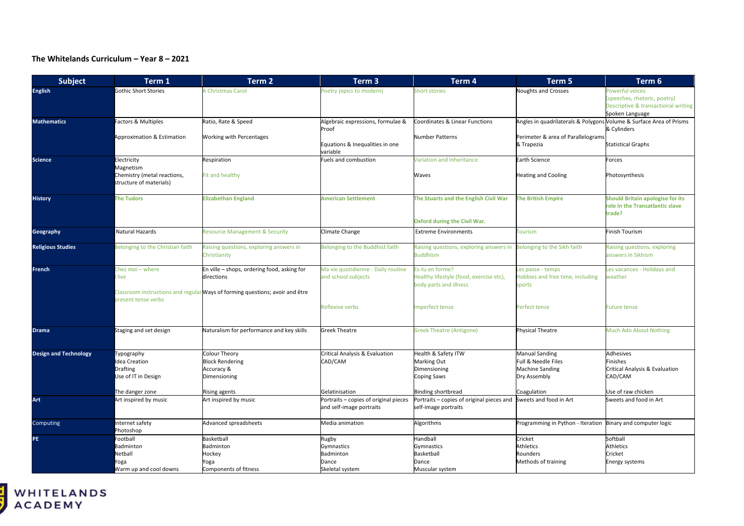**The Whitelands Curriculum – Year 8 – 2021**

| Subject | Term 1 | Term 2 | Term 3 | Term 4 | Term 5 | Term 6 |
|---|---|---|---|---|---|---|
| **English** | Gothic Short Stories | A Christmas Carol | Poetry (epics to modern) | Short stories | Noughts and Crosses | Powerful voices (speeches, rhetoric, poetry) Descriptive & transactional writing Spoken Language |
| **Mathematics** | Factors & Multiples<br><br>Approximation & Estimation | Ratio, Rate & Speed<br><br>Working with Percentages | Algebraic expressions, formulae & Proof<br><br>Equations & Inequalities in one variable | Coordinates & Linear Functions<br><br>Number Patterns | Angles in quadrilaterals & Polygons<br><br>Perimeter & area of Parallelograms & Trapezia | Volume & Surface Area of Prisms & Cylinders<br><br>Statistical Graphs |
| **Science** | Electricity<br>Magnetism<br>Chemistry (metal reactions, structure of materials) | Respiration<br><br>Fit and healthy | Fuels and combustion | Variation and Inheritance<br><br>Waves | Earth Science<br><br>Heating and Cooling | Forces<br><br>Photosynthesis |
| **History** | **The Tudors** | **Elizabethan England** | **American Settlement** | **The Stuarts and the English Civil War**<br><br>**Oxford during the Civil War.** | **The British Empire** | **Should Britain apologise for its role in the Transatlantic slave trade?** |
| **Geography** | Natural Hazards | Resource Management & Security | Climate Change | Extreme Environments | Tourism | Finish Tourism |
| **Religious Studies** | Belonging to the Christian faith | Raising questions, exploring answers in Christianity | Belonging to the Buddhist faith | Raising questions, exploring answers in Buddhism | Belonging to the Sikh faith | Raising questions, exploring answers in Sikhism |
| **French** | Chez moi – where I live<br><br>Classroom instructions and regular present tense verbs | En ville – shops, ordering food, asking for directions<br><br>Ways of forming questions; avoir and être | Ma vie quotidienne - Daily routine and school subjects<br><br>Reflexive verbs | Es-tu en forme? Healthy lifestyle (food, exercise etc), body parts and illness<br><br>Imperfect tense | Les passe - temps Hobbies and free time, including sports<br><br>Perfect tense | Les vacances - Holidays and weather<br><br>Future tense |
| **Drama** | Staging and set design | Naturalism for performance and key skills | Greek Theatre | Greek Theatre (Antigone) | Physical Theatre | Much Ado About Nothing |
| **Design and Technology** | Typography<br>Idea Creation<br>Drafting<br>Use of IT in Design<br><br>The danger zone | Colour Theory<br>Block Rendering<br>Accuracy &<br>Dimensioning<br><br>Rising agents | Critical Analysis & Evaluation<br>CAD/CAM<br><br>Gelatinisation | Health & Safety ITW<br>Marking Out<br>Dimensioning<br>Coping Saws<br><br>Binding shortbread | Manual Sanding<br>Full & Needle Files<br>Machine Sanding<br>Dry Assembly<br><br>Coagulation | Adhesives<br>Finishes<br>Critical Analysis & Evaluation<br>CAD/CAM<br><br>Use of raw chicken |
| **Art** | Art inspired by music | Art inspired by music | Portraits – copies of original pieces and self-image portraits | Portraits – copies of original pieces and self-image portraits | Sweets and food in Art | Sweets and food in Art |
| Computing | Internet safety<br>Photoshop | Advanced spreadsheets | Media animation | Algorithms | Programming in Python - Iteration | Binary and computer logic |
| **PE** | Football<br>Badminton<br>Netball<br>Yoga<br>Warm up and cool downs | Basketball<br>Badminton<br>Hockey<br>Yoga<br>Components of fitness | Rugby<br>Gymnastics<br>Badminton<br>Dance<br>Skeletal system | Handball<br>Gymnastics<br>Basketball<br>Dance<br>Muscular system | Cricket<br>Athletics<br>Rounders<br>Methods of training | Softball<br>Athletics<br>Cricket<br>Energy systems |

WHITELANDS ACADEMY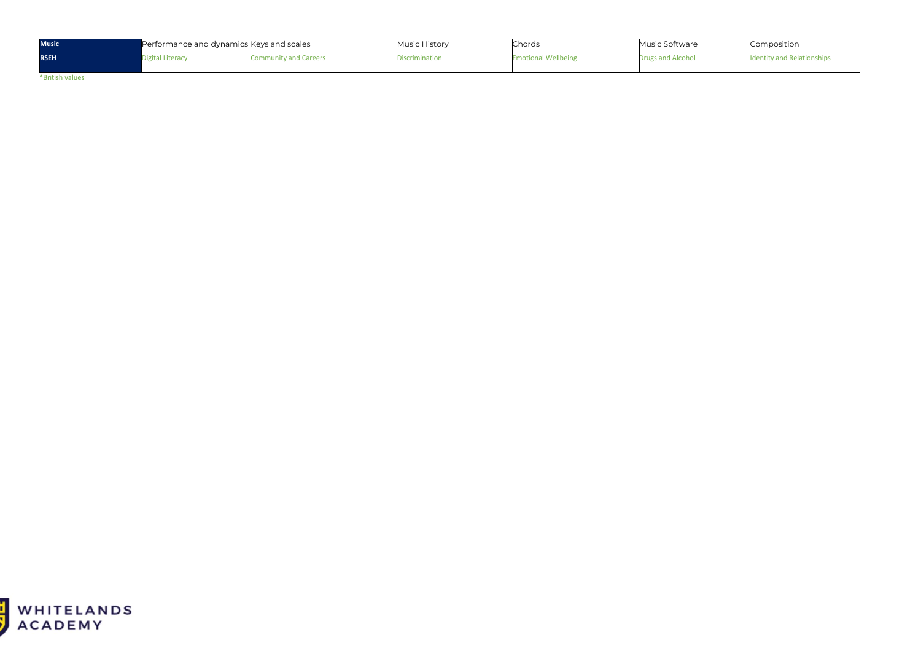| | | | | | | |
|---|---|---|---|---|---|---|
| **Music** | Performance and dynamics | Keys and scales | Music History | Chords | Music Software | Composition |
| **RSEH** | Digital Literacy | Community and Careers | Discrimination | Emotional Wellbeing | Drugs and Alcohol | Identity and Relationships |

*British values